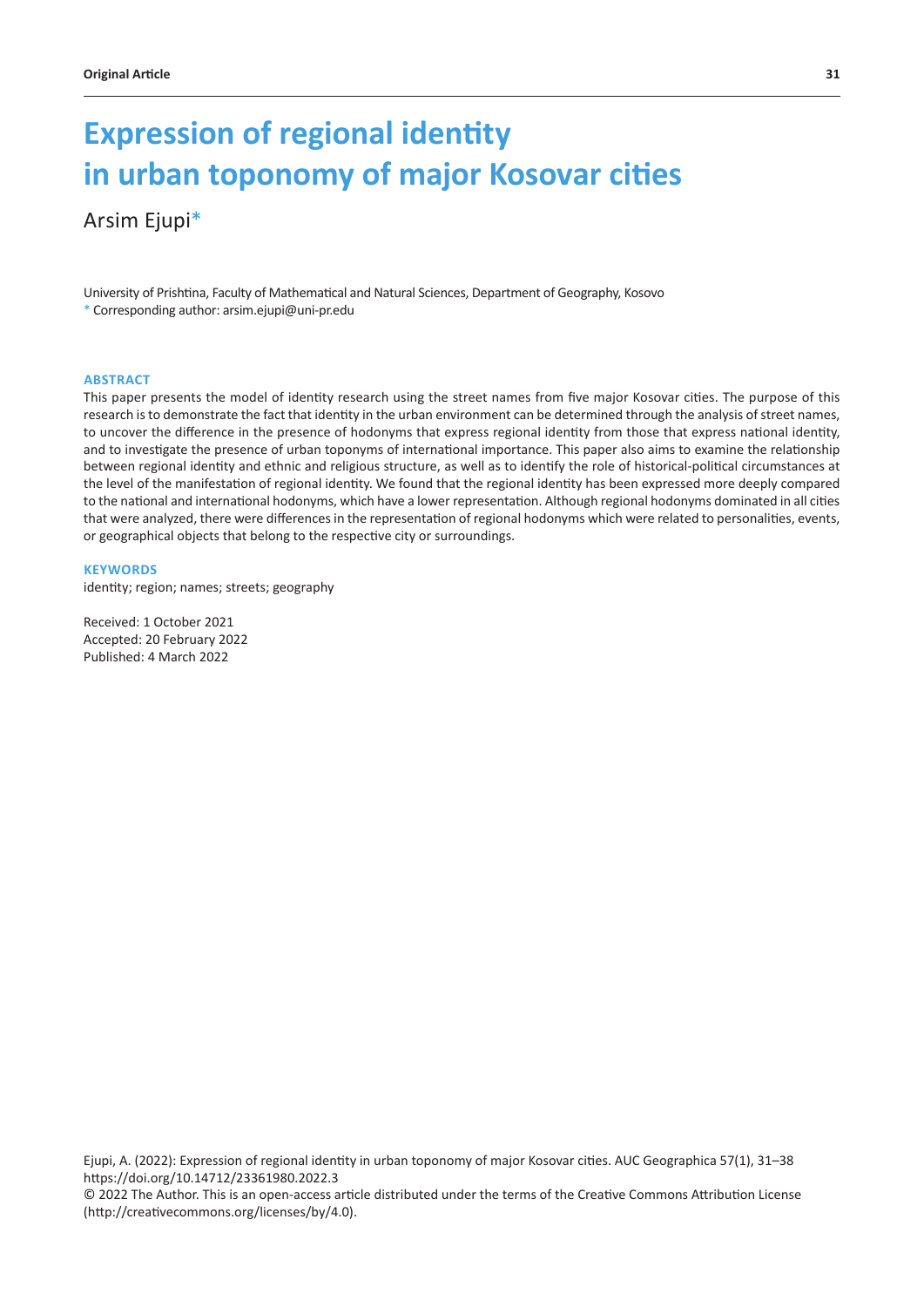# Expression of regional identity in urban toponomy of major Kosovar cities

Arsim Ejupi*

University of Prishtina, Faculty of Mathematical and Natural Sciences, Department of Geography, Kosovo
* Corresponding author: arsim.ejupi@uni-pr.edu

## ABSTRACT

This paper presents the model of identity research using the street names from five major Kosovar cities. The purpose of this research is to demonstrate the fact that identity in the urban environment can be determined through the analysis of street names, to uncover the difference in the presence of hodonyms that express regional identity from those that express national identity, and to investigate the presence of urban toponyms of international importance. This paper also aims to examine the relationship between regional identity and ethnic and religious structure, as well as to identify the role of historical-political circumstances at the level of the manifestation of regional identity. We found that the regional identity has been expressed more deeply compared to the national and international hodonyms, which have a lower representation. Although regional hodonyms dominated in all cities that were analyzed, there were differences in the representation of regional hodonyms which were related to personalities, events, or geographical objects that belong to the respective city or surroundings.

## KEYWORDS

identity; region; names; streets; geography

Received: 1 October 2021
Accepted: 20 February 2022
Published: 4 March 2022

Ejupi, A. (2022): Expression of regional identity in urban toponomy of major Kosovar cities. AUC Geographica 57(1), 31–38
https://doi.org/10.14712/23361980.2022.3
© 2022 The Author. This is an open-access article distributed under the terms of the Creative Commons Attribution License (http://creativecommons.org/licenses/by/4.0).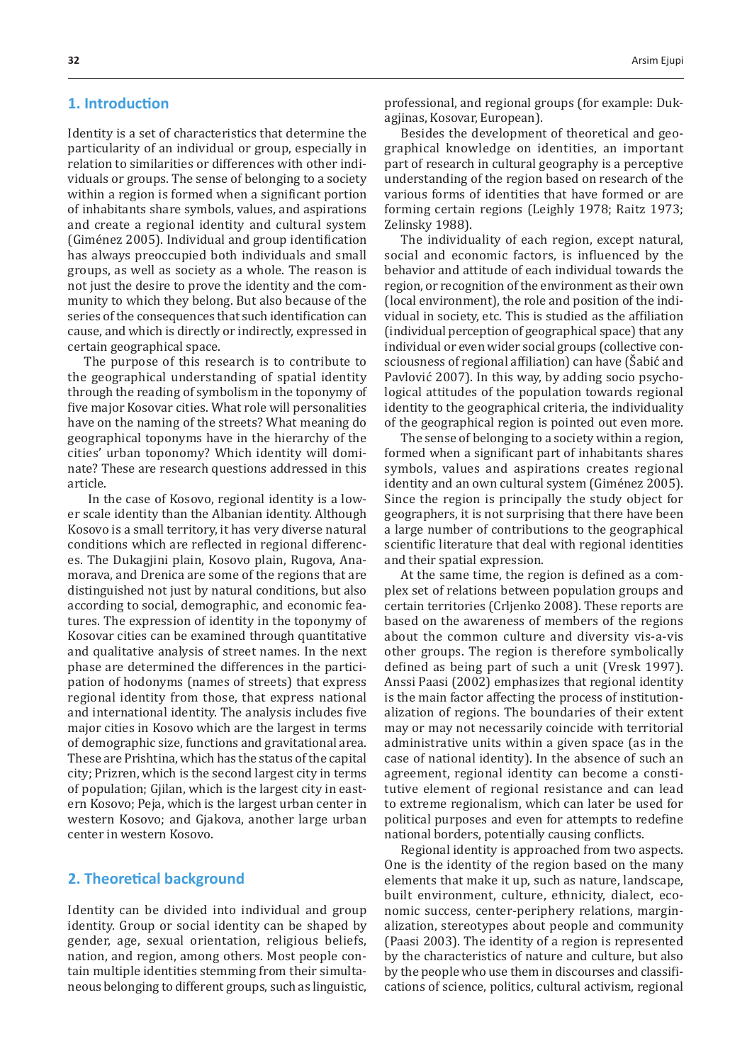## 1. Introduction

Identity is a set of characteristics that determine the particularity of an individual or group, especially in relation to similarities or differences with other individuals or groups. The sense of belonging to a society within a region is formed when a significant portion of inhabitants share symbols, values, and aspirations and create a regional identity and cultural system (Giménez 2005). Individual and group identification has always preoccupied both individuals and small groups, as well as society as a whole. The reason is not just the desire to prove the identity and the community to which they belong. But also because of the series of the consequences that such identification can cause, and which is directly or indirectly, expressed in certain geographical space.

The purpose of this research is to contribute to the geographical understanding of spatial identity through the reading of symbolism in the toponymy of five major Kosovar cities. What role will personalities have on the naming of the streets? What meaning do geographical toponyms have in the hierarchy of the cities' urban toponomy? Which identity will dominate? These are research questions addressed in this article.

In the case of Kosovo, regional identity is a lower scale identity than the Albanian identity. Although Kosovo is a small territory, it has very diverse natural conditions which are reflected in regional differences. The Dukagjini plain, Kosovo plain, Rugova, Anamorava, and Drenica are some of the regions that are distinguished not just by natural conditions, but also according to social, demographic, and economic features. The expression of identity in the toponymy of Kosovar cities can be examined through quantitative and qualitative analysis of street names. In the next phase are determined the differences in the participation of hodonyms (names of streets) that express regional identity from those, that express national and international identity. The analysis includes five major cities in Kosovo which are the largest in terms of demographic size, functions and gravitational area. These are Prishtina, which has the status of the capital city; Prizren, which is the second largest city in terms of population; Gjilan, which is the largest city in eastern Kosovo; Peja, which is the largest urban center in western Kosovo; and Gjakova, another large urban center in western Kosovo.

## 2. Theoretical background

Identity can be divided into individual and group identity. Group or social identity can be shaped by gender, age, sexual orientation, religious beliefs, nation, and region, among others. Most people contain multiple identities stemming from their simultaneous belonging to different groups, such as linguistic, professional, and regional groups (for example: Dukagjinas, Kosovar, European).

Besides the development of theoretical and geographical knowledge on identities, an important part of research in cultural geography is a perceptive understanding of the region based on research of the various forms of identities that have formed or are forming certain regions (Leighly 1978; Raitz 1973; Zelinsky 1988).

The individuality of each region, except natural, social and economic factors, is influenced by the behavior and attitude of each individual towards the region, or recognition of the environment as their own (local environment), the role and position of the individual in society, etc. This is studied as the affiliation (individual perception of geographical space) that any individual or even wider social groups (collective consciousness of regional affiliation) can have (Šabić and Pavlović 2007). In this way, by adding socio psychological attitudes of the population towards regional identity to the geographical criteria, the individuality of the geographical region is pointed out even more.

The sense of belonging to a society within a region, formed when a significant part of inhabitants shares symbols, values and aspirations creates regional identity and an own cultural system (Giménez 2005). Since the region is principally the study object for geographers, it is not surprising that there have been a large number of contributions to the geographical scientific literature that deal with regional identities and their spatial expression.

At the same time, the region is defined as a complex set of relations between population groups and certain territories (Crljenko 2008). These reports are based on the awareness of members of the regions about the common culture and diversity vis-a-vis other groups. The region is therefore symbolically defined as being part of such a unit (Vresk 1997). Anssi Paasi (2002) emphasizes that regional identity is the main factor affecting the process of institutionalization of regions. The boundaries of their extent may or may not necessarily coincide with territorial administrative units within a given space (as in the case of national identity). In the absence of such an agreement, regional identity can become a constitutive element of regional resistance and can lead to extreme regionalism, which can later be used for political purposes and even for attempts to redefine national borders, potentially causing conflicts.

Regional identity is approached from two aspects. One is the identity of the region based on the many elements that make it up, such as nature, landscape, built environment, culture, ethnicity, dialect, economic success, center-periphery relations, marginalization, stereotypes about people and community (Paasi 2003). The identity of a region is represented by the characteristics of nature and culture, but also by the people who use them in discourses and classifications of science, politics, cultural activism, regional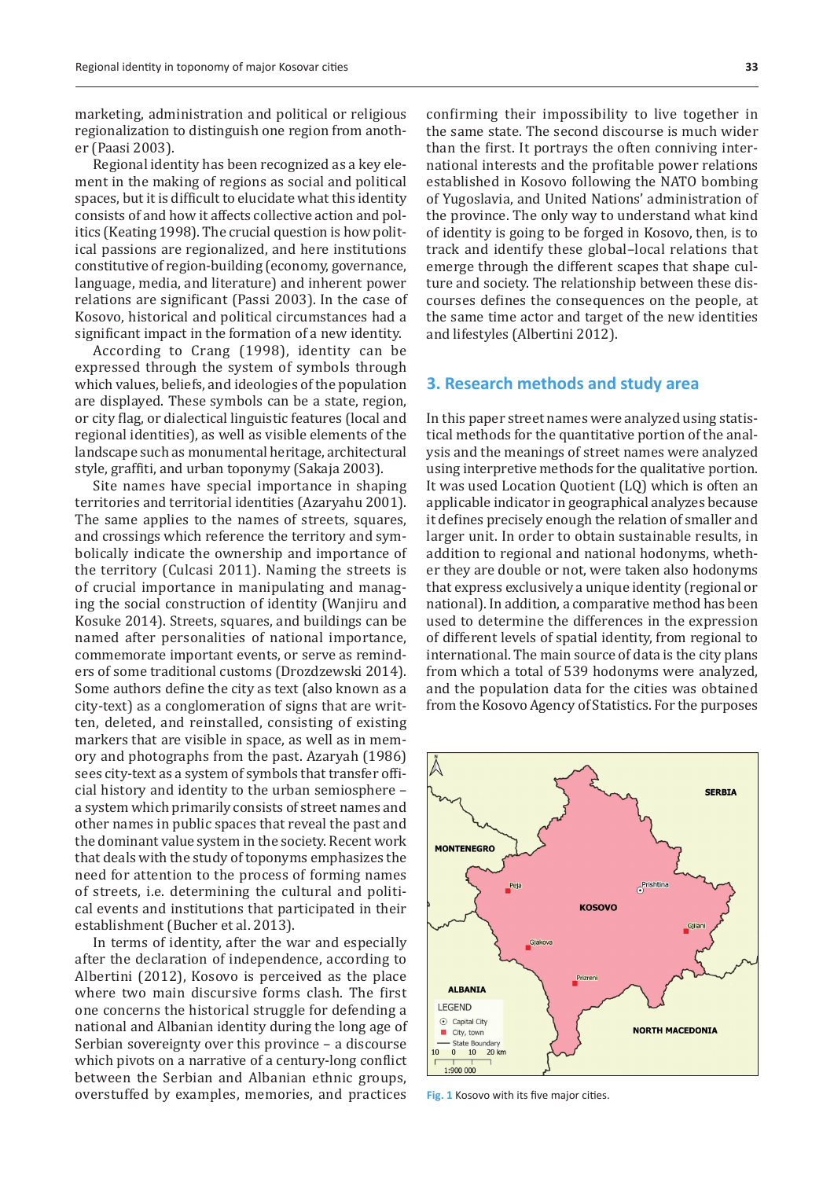marketing, administration and political or religious regionalization to distinguish one region from another (Paasi 2003).

Regional identity has been recognized as a key element in the making of regions as social and political spaces, but it is difficult to elucidate what this identity consists of and how it affects collective action and politics (Keating 1998). The crucial question is how political passions are regionalized, and here institutions constitutive of region-building (economy, governance, language, media, and literature) and inherent power relations are significant (Passi 2003). In the case of Kosovo, historical and political circumstances had a significant impact in the formation of a new identity.

According to Crang (1998), identity can be expressed through the system of symbols through which values, beliefs, and ideologies of the population are displayed. These symbols can be a state, region, or city flag, or dialectical linguistic features (local and regional identities), as well as visible elements of the landscape such as monumental heritage, architectural style, graffiti, and urban toponymy (Sakaja 2003).

Site names have special importance in shaping territories and territorial identities (Azaryahu 2001). The same applies to the names of streets, squares, and crossings which reference the territory and symbolically indicate the ownership and importance of the territory (Culcasi 2011). Naming the streets is of crucial importance in manipulating and managing the social construction of identity (Wanjiru and Kosuke 2014). Streets, squares, and buildings can be named after personalities of national importance, commemorate important events, or serve as reminders of some traditional customs (Drozdzewski 2014). Some authors define the city as text (also known as a city-text) as a conglomeration of signs that are written, deleted, and reinstalled, consisting of existing markers that are visible in space, as well as in memory and photographs from the past. Azaryah (1986) sees city-text as a system of symbols that transfer official history and identity to the urban semiosphere – a system which primarily consists of street names and other names in public spaces that reveal the past and the dominant value system in the society. Recent work that deals with the study of toponyms emphasizes the need for attention to the process of forming names of streets, i.e. determining the cultural and political events and institutions that participated in their establishment (Bucher et al. 2013).

In terms of identity, after the war and especially after the declaration of independence, according to Albertini (2012), Kosovo is perceived as the place where two main discursive forms clash. The first one concerns the historical struggle for defending a national and Albanian identity during the long age of Serbian sovereignty over this province – a discourse which pivots on a narrative of a century-long conflict between the Serbian and Albanian ethnic groups, overstuffed by examples, memories, and practices confirming their impossibility to live together in the same state. The second discourse is much wider than the first. It portrays the often conniving international interests and the profitable power relations established in Kosovo following the NATO bombing of Yugoslavia, and United Nations' administration of the province. The only way to understand what kind of identity is going to be forged in Kosovo, then, is to track and identify these global–local relations that emerge through the different scapes that shape culture and society. The relationship between these discourses defines the consequences on the people, at the same time actor and target of the new identities and lifestyles (Albertini 2012).

## 3. Research methods and study area

In this paper street names were analyzed using statistical methods for the quantitative portion of the analysis and the meanings of street names were analyzed using interpretive methods for the qualitative portion. It was used Location Quotient (LQ) which is often an applicable indicator in geographical analyzes because it defines precisely enough the relation of smaller and larger unit. In order to obtain sustainable results, in addition to regional and national hodonyms, whether they are double or not, were taken also hodonyms that express exclusively a unique identity (regional or national). In addition, a comparative method has been used to determine the differences in the expression of different levels of spatial identity, from regional to international. The main source of data is the city plans from which a total of 539 hodonyms were analyzed, and the population data for the cities was obtained from the Kosovo Agency of Statistics. For the purposes

**Fig. 1** Kosovo with its five major cities.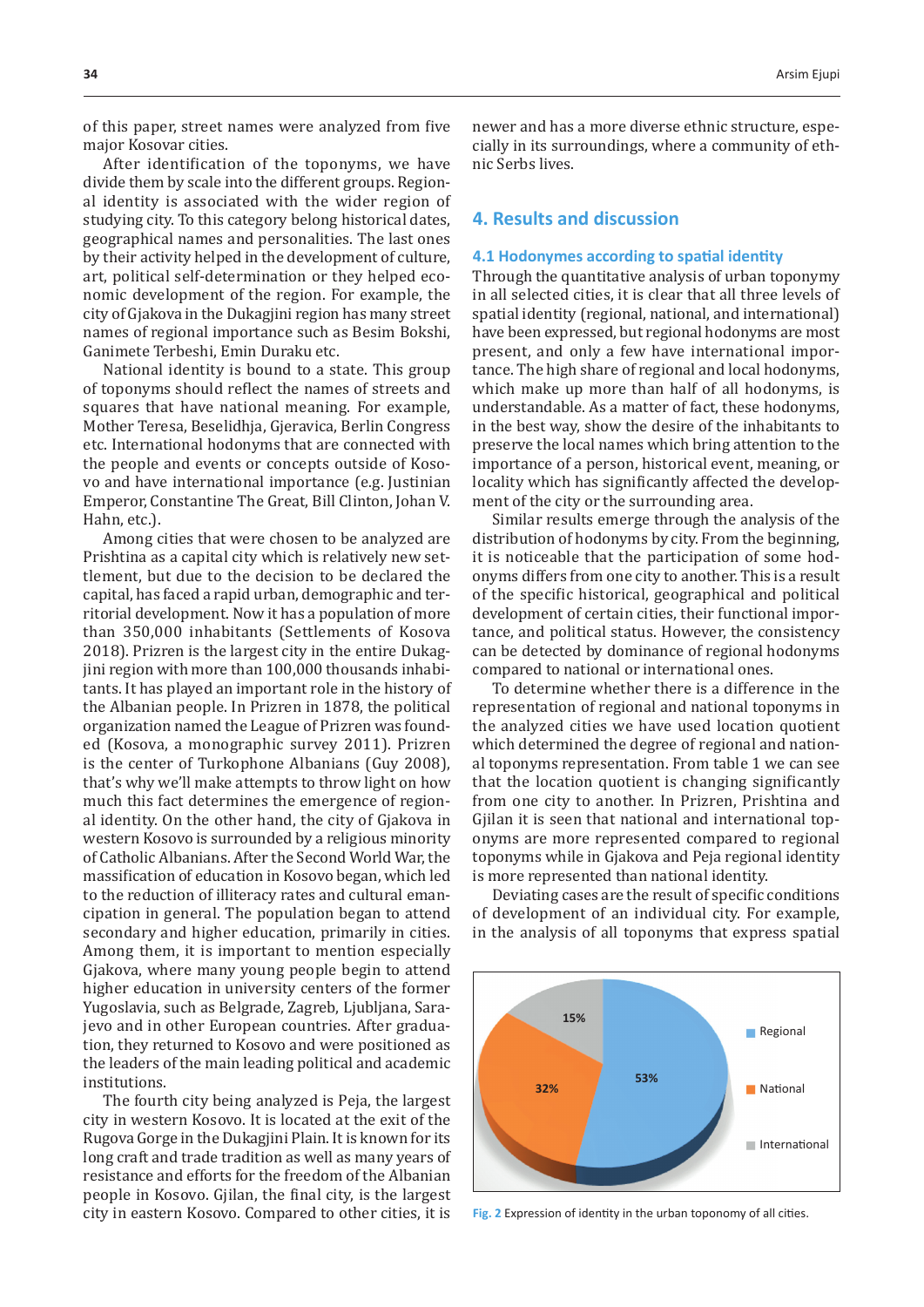of this paper, street names were analyzed from five major Kosovar cities.

After identification of the toponyms, we have divide them by scale into the different groups. Regional identity is associated with the wider region of studying city. To this category belong historical dates, geographical names and personalities. The last ones by their activity helped in the development of culture, art, political self-determination or they helped economic development of the region. For example, the city of Gjakova in the Dukagjini region has many street names of regional importance such as Besim Bokshi, Ganimete Terbeshi, Emin Duraku etc.

National identity is bound to a state. This group of toponyms should reflect the names of streets and squares that have national meaning. For example, Mother Teresa, Beselidhja, Gjeravica, Berlin Congress etc. International hodonyms that are connected with the people and events or concepts outside of Kosovo and have international importance (e.g. Justinian Emperor, Constantine The Great, Bill Clinton, Johan V. Hahn, etc.).

Among cities that were chosen to be analyzed are Prishtina as a capital city which is relatively new settlement, but due to the decision to be declared the capital, has faced a rapid urban, demographic and territorial development. Now it has a population of more than 350,000 inhabitants (Settlements of Kosova 2018). Prizren is the largest city in the entire Dukagjini region with more than 100,000 thousands inhabitants. It has played an important role in the history of the Albanian people. In Prizren in 1878, the political organization named the League of Prizren was founded (Kosova, a monographic survey 2011). Prizren is the center of Turkophone Albanians (Guy 2008), that's why we'll make attempts to throw light on how much this fact determines the emergence of regional identity. On the other hand, the city of Gjakova in western Kosovo is surrounded by a religious minority of Catholic Albanians. After the Second World War, the massification of education in Kosovo began, which led to the reduction of illiteracy rates and cultural emancipation in general. The population began to attend secondary and higher education, primarily in cities. Among them, it is important to mention especially Gjakova, where many young people begin to attend higher education in university centers of the former Yugoslavia, such as Belgrade, Zagreb, Ljubljana, Sarajevo and in other European countries. After graduation, they returned to Kosovo and were positioned as the leaders of the main leading political and academic institutions.

The fourth city being analyzed is Peja, the largest city in western Kosovo. It is located at the exit of the Rugova Gorge in the Dukagjini Plain. It is known for its long craft and trade tradition as well as many years of resistance and efforts for the freedom of the Albanian people in Kosovo. Gjilan, the final city, is the largest city in eastern Kosovo. Compared to other cities, it is newer and has a more diverse ethnic structure, especially in its surroundings, where a community of ethnic Serbs lives.

## 4. Results and discussion

### 4.1 Hodonymes according to spatial identity

Through the quantitative analysis of urban toponymy in all selected cities, it is clear that all three levels of spatial identity (regional, national, and international) have been expressed, but regional hodonyms are most present, and only a few have international importance. The high share of regional and local hodonyms, which make up more than half of all hodonyms, is understandable. As a matter of fact, these hodonyms, in the best way, show the desire of the inhabitants to preserve the local names which bring attention to the importance of a person, historical event, meaning, or locality which has significantly affected the development of the city or the surrounding area.

Similar results emerge through the analysis of the distribution of hodonyms by city. From the beginning, it is noticeable that the participation of some hodonyms differs from one city to another. This is a result of the specific historical, geographical and political development of certain cities, their functional importance, and political status. However, the consistency can be detected by dominance of regional hodonyms compared to national or international ones.

To determine whether there is a difference in the representation of regional and national toponyms in the analyzed cities we have used location quotient which determined the degree of regional and national toponyms representation. From table 1 we can see that the location quotient is changing significantly from one city to another. In Prizren, Prishtina and Gjilan it is seen that national and international toponyms are more represented compared to regional toponyms while in Gjakova and Peja regional identity is more represented than national identity.

Deviating cases are the result of specific conditions of development of an individual city. For example, in the analysis of all toponyms that express spatial

| Category | Share |
|---|---|
| Regional | 53% |
| National | 32% |
| International | 15% |

**Fig. 2** Expression of identity in the urban toponomy of all cities.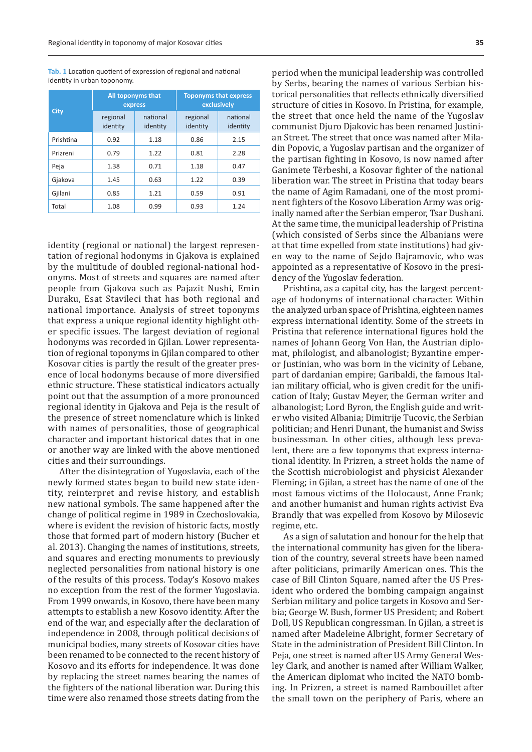**Tab. 1** Location quotient of expression of regional and national identity in urban toponomy.

| City | All toponyms that express | | Toponyms that express exclusively | |
|---|---|---|---|---|
| | regional identity | national identity | regional identity | national identity |
| Prishtina | 0.92 | 1.18 | 0.86 | 2.15 |
| Prizreni | 0.79 | 1.22 | 0.81 | 2.28 |
| Peja | 1.38 | 0.71 | 1.18 | 0.47 |
| Gjakova | 1.45 | 0.63 | 1.22 | 0.39 |
| Gjilani | 0.85 | 1.21 | 0.59 | 0.91 |
| Total | 1.08 | 0.99 | 0.93 | 1.24 |

identity (regional or national) the largest representation of regional hodonyms in Gjakova is explained by the multitude of doubled regional-national hodonyms. Most of streets and squares are named after people from Gjakova such as Pajazit Nushi, Emin Duraku, Esat Stavileci that has both regional and national importance. Analysis of street toponyms that express a unique regional identity highlight other specific issues. The largest deviation of regional hodonyms was recorded in Gjilan. Lower representation of regional toponyms in Gjilan compared to other Kosovar cities is partly the result of the greater presence of local hodonyms because of more diversified ethnic structure. These statistical indicators actually point out that the assumption of a more pronounced regional identity in Gjakova and Peja is the result of the presence of street nomenclature which is linked with names of personalities, those of geographical character and important historical dates that in one or another way are linked with the above mentioned cities and their surroundings.

After the disintegration of Yugoslavia, each of the newly formed states began to build new state identity, reinterpret and revise history, and establish new national symbols. The same happened after the change of political regime in 1989 in Czechoslovakia, where is evident the revision of historic facts, mostly those that formed part of modern history (Bucher et al. 2013). Changing the names of institutions, streets, and squares and erecting monuments to previously neglected personalities from national history is one of the results of this process. Today's Kosovo makes no exception from the rest of the former Yugoslavia. From 1999 onwards, in Kosovo, there have been many attempts to establish a new Kosovo identity. After the end of the war, and especially after the declaration of independence in 2008, through political decisions of municipal bodies, many streets of Kosovar cities have been renamed to be connected to the recent history of Kosovo and its efforts for independence. It was done by replacing the street names bearing the names of the fighters of the national liberation war. During this time were also renamed those streets dating from the period when the municipal leadership was controlled by Serbs, bearing the names of various Serbian historical personalities that reflects ethnically diversified structure of cities in Kosovo. In Pristina, for example, the street that once held the name of the Yugoslav communist Djuro Djakovic has been renamed Justinian Street. The street that once was named after Miladin Popovic, a Yugoslav partisan and the organizer of the partisan fighting in Kosovo, is now named after Ganimete Tërbeshi, a Kosovar fighter of the national liberation war. The street in Pristina that today bears the name of Agim Ramadani, one of the most prominent fighters of the Kosovo Liberation Army was originally named after the Serbian emperor, Tsar Dushani. At the same time, the municipal leadership of Pristina (which consisted of Serbs since the Albanians were at that time expelled from state institutions) had given way to the name of Sejdo Bajramovic, who was appointed as a representative of Kosovo in the presidency of the Yugoslav federation.

Prishtina, as a capital city, has the largest percentage of hodonyms of international character. Within the analyzed urban space of Prishtina, eighteen names express international identity. Some of the streets in Pristina that reference international figures hold the names of Johann Georg Von Han, the Austrian diplomat, philologist, and albanologist; Byzantine emperor Justinian, who was born in the vicinity of Lebane, part of dardanian empire; Garibaldi, the famous Italian military official, who is given credit for the unification of Italy; Gustav Meyer, the German writer and albanologist; Lord Byron, the English guide and writer who visited Albania; Dimitrije Tucovic, the Serbian politician; and Henri Dunant, the humanist and Swiss businessman. In other cities, although less prevalent, there are a few toponyms that express international identity. In Prizren, a street holds the name of the Scottish microbiologist and physicist Alexander Fleming; in Gjilan, a street has the name of one of the most famous victims of the Holocaust, Anne Frank; and another humanist and human rights activist Eva Brandly that was expelled from Kosovo by Milosevic regime, etc.

As a sign of salutation and honour for the help that the international community has given for the liberation of the country, several streets have been named after politicians, primarily American ones. This the case of Bill Clinton Square, named after the US President who ordered the bombing campaign angainst Serbian military and police targets in Kosovo and Serbia; George W. Bush, former US President; and Robert Doll, US Republican congressman. In Gjilan, a street is named after Madeleine Albright, former Secretary of State in the administration of President Bill Clinton. In Peja, one street is named after US Army General Wesley Clark, and another is named after William Walker, the American diplomat who incited the NATO bombing. In Prizren, a street is named Rambouillet after the small town on the periphery of Paris, where an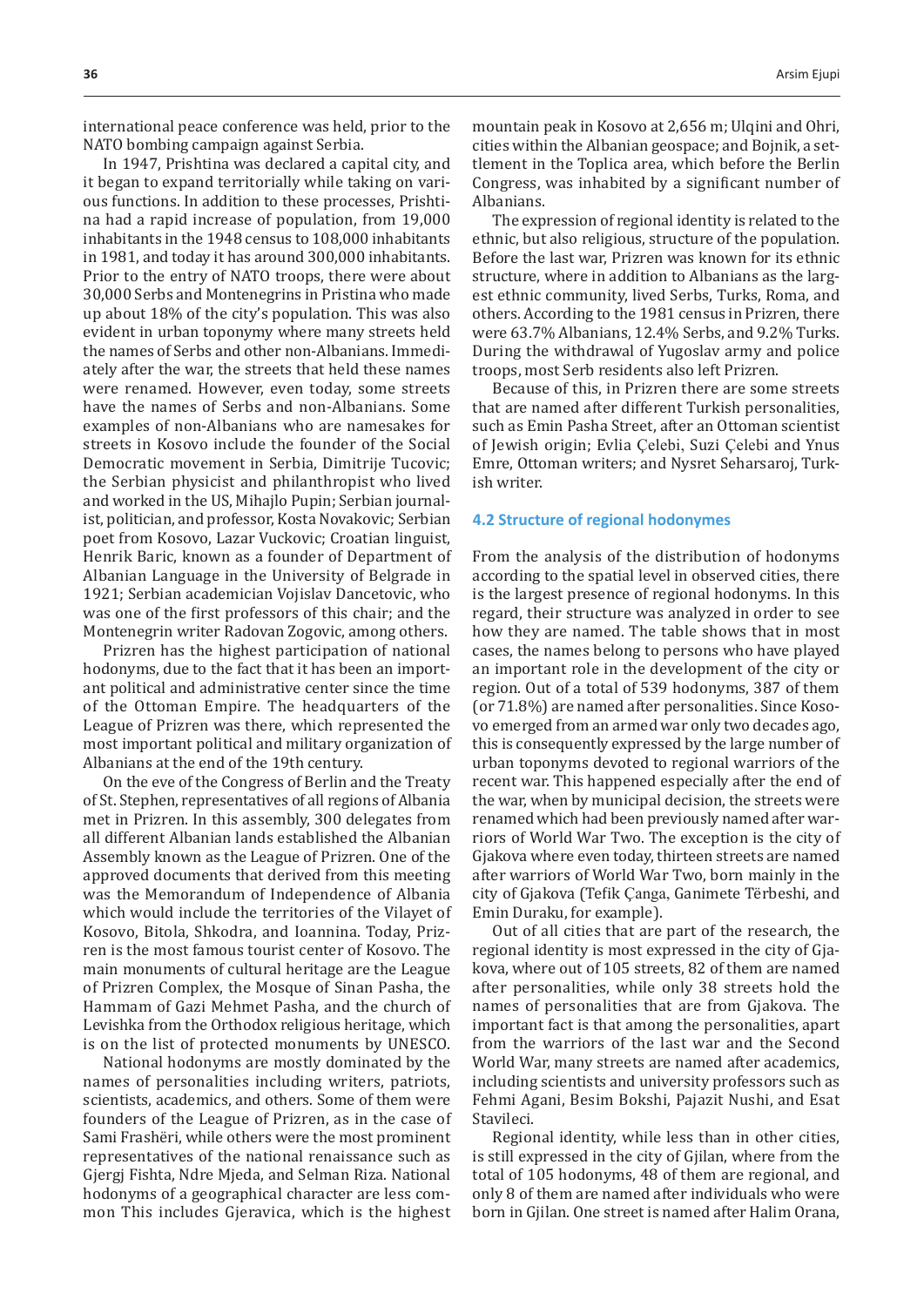international peace conference was held, prior to the NATO bombing campaign against Serbia.

In 1947, Prishtina was declared a capital city, and it began to expand territorially while taking on various functions. In addition to these processes, Prishtina had a rapid increase of population, from 19,000 inhabitants in the 1948 census to 108,000 inhabitants in 1981, and today it has around 300,000 inhabitants. Prior to the entry of NATO troops, there were about 30,000 Serbs and Montenegrins in Pristina who made up about 18% of the city's population. This was also evident in urban toponymy where many streets held the names of Serbs and other non-Albanians. Immediately after the war, the streets that held these names were renamed. However, even today, some streets have the names of Serbs and non-Albanians. Some examples of non-Albanians who are namesakes for streets in Kosovo include the founder of the Social Democratic movement in Serbia, Dimitrije Tucovic; the Serbian physicist and philanthropist who lived and worked in the US, Mihajlo Pupin; Serbian journalist, politician, and professor, Kosta Novakovic; Serbian poet from Kosovo, Lazar Vuckovic; Croatian linguist, Henrik Baric, known as a founder of Department of Albanian Language in the University of Belgrade in 1921; Serbian academician Vojislav Dancetovic, who was one of the first professors of this chair; and the Montenegrin writer Radovan Zogovic, among others.

Prizren has the highest participation of national hodonyms, due to the fact that it has been an important political and administrative center since the time of the Ottoman Empire. The headquarters of the League of Prizren was there, which represented the most important political and military organization of Albanians at the end of the 19th century.

On the eve of the Congress of Berlin and the Treaty of St. Stephen, representatives of all regions of Albania met in Prizren. In this assembly, 300 delegates from all different Albanian lands established the Albanian Assembly known as the League of Prizren. One of the approved documents that derived from this meeting was the Memorandum of Independence of Albania which would include the territories of the Vilayet of Kosovo, Bitola, Shkodra, and Ioannina. Today, Prizren is the most famous tourist center of Kosovo. The main monuments of cultural heritage are the League of Prizren Complex, the Mosque of Sinan Pasha, the Hammam of Gazi Mehmet Pasha, and the church of Levishka from the Orthodox religious heritage, which is on the list of protected monuments by UNESCO.

National hodonyms are mostly dominated by the names of personalities including writers, patriots, scientists, academics, and others. Some of them were founders of the League of Prizren, as in the case of Sami Frashëri, while others were the most prominent representatives of the national renaissance such as Gjergj Fishta, Ndre Mjeda, and Selman Riza. National hodonyms of a geographical character are less common This includes Gjeravica, which is the highest mountain peak in Kosovo at 2,656 m; Ulqini and Ohri, cities within the Albanian geospace; and Bojnik, a settlement in the Toplica area, which before the Berlin Congress, was inhabited by a significant number of Albanians.

The expression of regional identity is related to the ethnic, but also religious, structure of the population. Before the last war, Prizren was known for its ethnic structure, where in addition to Albanians as the largest ethnic community, lived Serbs, Turks, Roma, and others. According to the 1981 census in Prizren, there were 63.7% Albanians, 12.4% Serbs, and 9.2% Turks. During the withdrawal of Yugoslav army and police troops, most Serb residents also left Prizren.

Because of this, in Prizren there are some streets that are named after different Turkish personalities, such as Emin Pasha Street, after an Ottoman scientist of Jewish origin; Evlia Çelebi, Suzi Çelebi and Ynus Emre, Ottoman writers; and Nysret Seharsaroj, Turkish writer.

### 4.2 Structure of regional hodonymes

From the analysis of the distribution of hodonyms according to the spatial level in observed cities, there is the largest presence of regional hodonyms. In this regard, their structure was analyzed in order to see how they are named. The table shows that in most cases, the names belong to persons who have played an important role in the development of the city or region. Out of a total of 539 hodonyms, 387 of them (or 71.8%) are named after personalities. Since Kosovo emerged from an armed war only two decades ago, this is consequently expressed by the large number of urban toponyms devoted to regional warriors of the recent war. This happened especially after the end of the war, when by municipal decision, the streets were renamed which had been previously named after warriors of World War Two. The exception is the city of Gjakova where even today, thirteen streets are named after warriors of World War Two, born mainly in the city of Gjakova (Tefik Çanga, Ganimete Tërbeshi, and Emin Duraku, for example).

Out of all cities that are part of the research, the regional identity is most expressed in the city of Gjakova, where out of 105 streets, 82 of them are named after personalities, while only 38 streets hold the names of personalities that are from Gjakova. The important fact is that among the personalities, apart from the warriors of the last war and the Second World War, many streets are named after academics, including scientists and university professors such as Fehmi Agani, Besim Bokshi, Pajazit Nushi, and Esat Stavileci.

Regional identity, while less than in other cities, is still expressed in the city of Gjilan, where from the total of 105 hodonyms, 48 of them are regional, and only 8 of them are named after individuals who were born in Gjilan. One street is named after Halim Orana,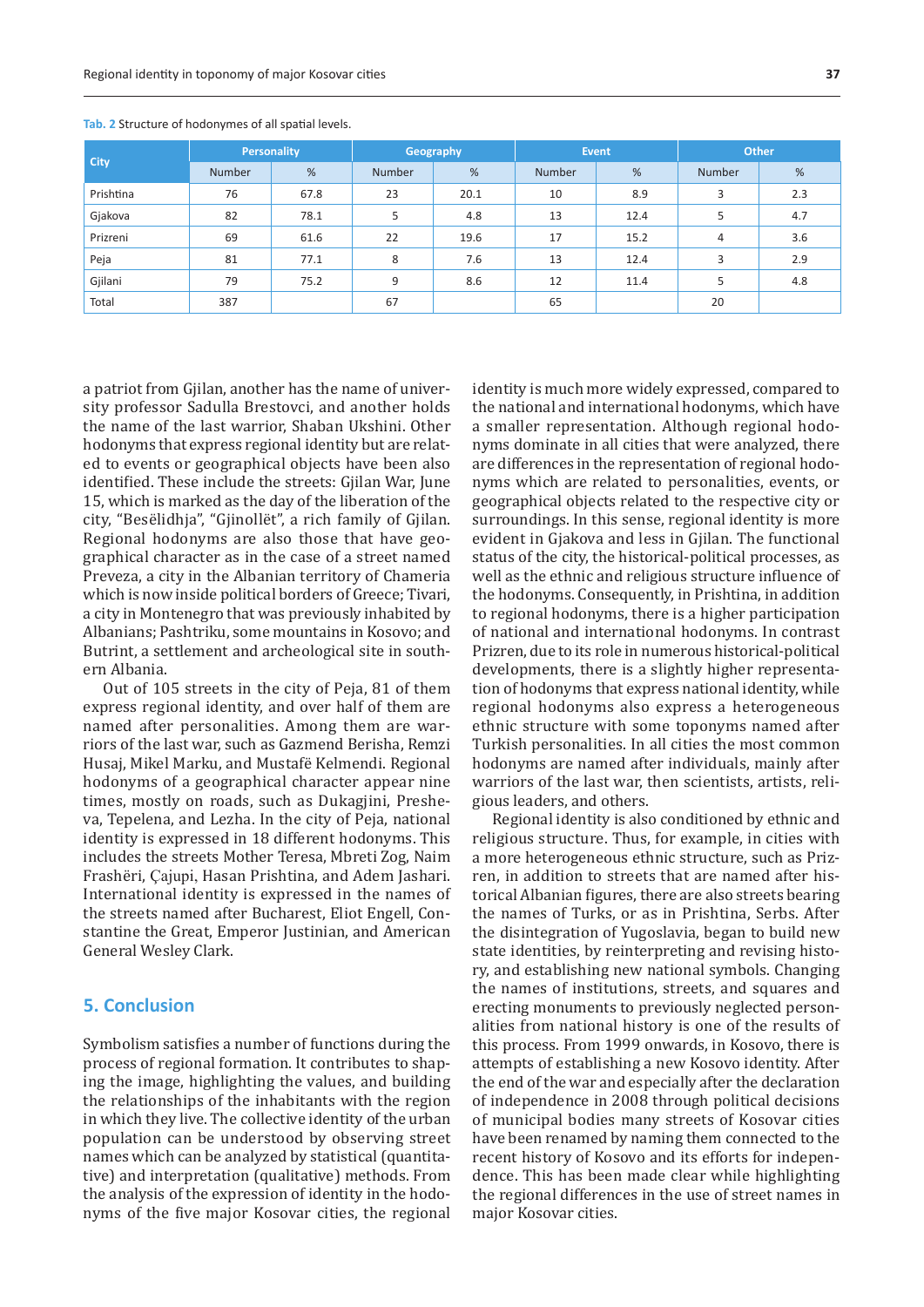**Tab. 2** Structure of hodonymes of all spatial levels.

| City | Personality | | Geography | | Event | | Other | |
|---|---|---|---|---|---|---|---|---|
| | Number | % | Number | % | Number | % | Number | % |
| Prishtina | 76 | 67.8 | 23 | 20.1 | 10 | 8.9 | 3 | 2.3 |
| Gjakova | 82 | 78.1 | 5 | 4.8 | 13 | 12.4 | 5 | 4.7 |
| Prizreni | 69 | 61.6 | 22 | 19.6 | 17 | 15.2 | 4 | 3.6 |
| Peja | 81 | 77.1 | 8 | 7.6 | 13 | 12.4 | 3 | 2.9 |
| Gjilani | 79 | 75.2 | 9 | 8.6 | 12 | 11.4 | 5 | 4.8 |
| Total | 387 | | 67 | | 65 | | 20 | |

a patriot from Gjilan, another has the name of university professor Sadulla Brestovci, and another holds the name of the last warrior, Shaban Ukshini. Other hodonyms that express regional identity but are related to events or geographical objects have been also identified. These include the streets: Gjilan War, June 15, which is marked as the day of the liberation of the city, "Besëlidhja", "Gjinollët", a rich family of Gjilan. Regional hodonyms are also those that have geographical character as in the case of a street named Preveza, a city in the Albanian territory of Chameria which is now inside political borders of Greece; Tivari, a city in Montenegro that was previously inhabited by Albanians; Pashtriku, some mountains in Kosovo; and Butrint, a settlement and archeological site in southern Albania.

Out of 105 streets in the city of Peja, 81 of them express regional identity, and over half of them are named after personalities. Among them are warriors of the last war, such as Gazmend Berisha, Remzi Husaj, Mikel Marku, and Mustafë Kelmendi. Regional hodonyms of a geographical character appear nine times, mostly on roads, such as Dukagjini, Presheva, Tepelena, and Lezha. In the city of Peja, national identity is expressed in 18 different hodonyms. This includes the streets Mother Teresa, Mbreti Zog, Naim Frashëri, Çajupi, Hasan Prishtina, and Adem Jashari. International identity is expressed in the names of the streets named after Bucharest, Eliot Engell, Constantine the Great, Emperor Justinian, and American General Wesley Clark.

## 5. Conclusion

Symbolism satisfies a number of functions during the process of regional formation. It contributes to shaping the image, highlighting the values, and building the relationships of the inhabitants with the region in which they live. The collective identity of the urban population can be understood by observing street names which can be analyzed by statistical (quantitative) and interpretation (qualitative) methods. From the analysis of the expression of identity in the hodonyms of the five major Kosovar cities, the regional identity is much more widely expressed, compared to the national and international hodonyms, which have a smaller representation. Although regional hodonyms dominate in all cities that were analyzed, there are differences in the representation of regional hodonyms which are related to personalities, events, or geographical objects related to the respective city or surroundings. In this sense, regional identity is more evident in Gjakova and less in Gjilan. The functional status of the city, the historical-political processes, as well as the ethnic and religious structure influence of the hodonyms. Consequently, in Prishtina, in addition to regional hodonyms, there is a higher participation of national and international hodonyms. In contrast Prizren, due to its role in numerous historical-political developments, there is a slightly higher representation of hodonyms that express national identity, while regional hodonyms also express a heterogeneous ethnic structure with some toponyms named after Turkish personalities. In all cities the most common hodonyms are named after individuals, mainly after warriors of the last war, then scientists, artists, religious leaders, and others.

Regional identity is also conditioned by ethnic and religious structure. Thus, for example, in cities with a more heterogeneous ethnic structure, such as Prizren, in addition to streets that are named after historical Albanian figures, there are also streets bearing the names of Turks, or as in Prishtina, Serbs. After the disintegration of Yugoslavia, began to build new state identities, by reinterpreting and revising history, and establishing new national symbols. Changing the names of institutions, streets, and squares and erecting monuments to previously neglected personalities from national history is one of the results of this process. From 1999 onwards, in Kosovo, there is attempts of establishing a new Kosovo identity. After the end of the war and especially after the declaration of independence in 2008 through political decisions of municipal bodies many streets of Kosovar cities have been renamed by naming them connected to the recent history of Kosovo and its efforts for independence. This has been made clear while highlighting the regional differences in the use of street names in major Kosovar cities.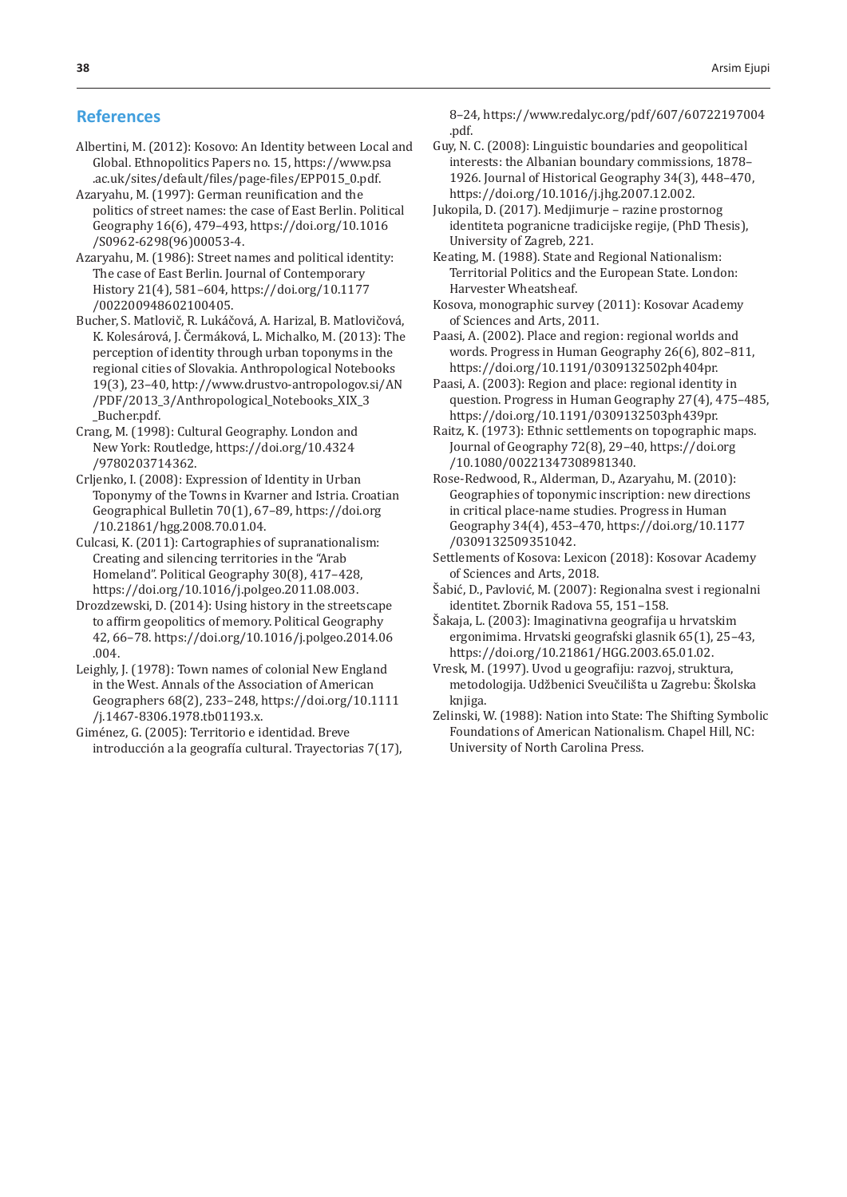## References

Albertini, M. (2012): Kosovo: An Identity between Local and Global. Ethnopolitics Papers no. 15, https://www.psa.ac.uk/sites/default/files/page-files/EPP015_0.pdf.

Azaryahu, M. (1997): German reunification and the politics of street names: the case of East Berlin. Political Geography 16(6), 479–493, https://doi.org/10.1016/S0962-6298(96)00053-4.

Azaryahu, M. (1986): Street names and political identity: The case of East Berlin. The Journal of Contemporary History 21(4), 581–604, https://doi.org/10.1177/002200948602100405.

Bucher, S. Matlovič, R. Lukáčová, A. Harizal, B. Matlovičová, K. Kolesárová, J. Čermáková, L. Michalko, M. (2013): The perception of identity through urban toponyms in the regional cities of Slovakia. Anthropological Notebooks 19(3), 23–40, http://www.drustvo-antropologov.si/AN/PDF/2013_3/Anthropological_Notebooks_XIX_3_Bucher.pdf.

Crang, M. (1998): Cultural Geography. London and New York: Routledge, https://doi.org/10.4324/9780203714362.

Crljenko, I. (2008): Expression of Identity in Urban Toponymy of the Towns in Kvarner and Istria. Croatian Geographical Bulletin 70(1), 67–89, https://doi.org/10.21861/hgg.2008.70.01.04.

Culcasi, K. (2011): Cartographies of supranationalism: Creating and silencing territories in the "Arab Homeland". Political Geography 30(8), 417–428, https://doi.org/10.1016/j.polgeo.2011.08.003.

Drozdzewski, D. (2014): Using history in the streetscape to affirm geopolitics of memory. Political Geography 42, 66–78. https://doi.org/10.1016/j.polgeo.2014.06.004.

Leighly, J. (1978): Town names of colonial New England in the West. Annals of the Association of American Geographers 68(2), 233–248, https://doi.org/10.1111/j.1467-8306.1978.tb01193.x.

Giménez, G. (2005): Territorio e identidad. Breve introducción a la geografía cultural. Trayectorias 7(17), 8–24, https://www.redalyc.org/pdf/607/60722197004.pdf.

Guy, N. C. (2008): Linguistic boundaries and geopolitical interests: the Albanian boundary commissions, 1878–1926. Journal of Historical Geography 34(3), 448–470, https://doi.org/10.1016/j.jhg.2007.12.002.

Jukopila, D. (2017). Medjimurje – razine prostornog identiteta pogranicne tradicijske regije, (PhD Thesis), University of Zagreb, 221.

Keating, M. (1988). State and Regional Nationalism: Territorial Politics and the European State. London: Harvester Wheatsheaf.

Kosova, monographic survey (2011): Kosovar Academy of Sciences and Arts, 2011.

Paasi, A. (2002). Place and region: regional worlds and words. Progress in Human Geography 26(6), 802–811, https://doi.org/10.1191/0309132502ph404pr.

Paasi, A. (2003): Region and place: regional identity in question. Progress in Human Geography 27(4), 475–485, https://doi.org/10.1191/0309132503ph439pr.

Raitz, K. (1973): Ethnic settlements on topographic maps. Journal of Geography 72(8), 29–40, https://doi.org/10.1080/00221347308981340.

Rose-Redwood, R., Alderman, D., Azaryahu, M. (2010): Geographies of toponymic inscription: new directions in critical place-name studies. Progress in Human Geography 34(4), 453–470, https://doi.org/10.1177/0309132509351042.

Settlements of Kosova: Lexicon (2018): Kosovar Academy of Sciences and Arts, 2018.

Šabić, D., Pavlović, M. (2007): Regionalna svest i regionalni identitet. Zbornik Radova 55, 151–158.

Šakaja, L. (2003): Imaginativna geografija u hrvatskim ergonimima. Hrvatski geografski glasnik 65(1), 25–43, https://doi.org/10.21861/HGG.2003.65.01.02.

Vresk, M. (1997). Uvod u geografiju: razvoj, struktura, metodologija. Udžbenici Sveučilišta u Zagrebu: Školska knjiga.

Zelinski, W. (1988): Nation into State: The Shifting Symbolic Foundations of American Nationalism. Chapel Hill, NC: University of North Carolina Press.